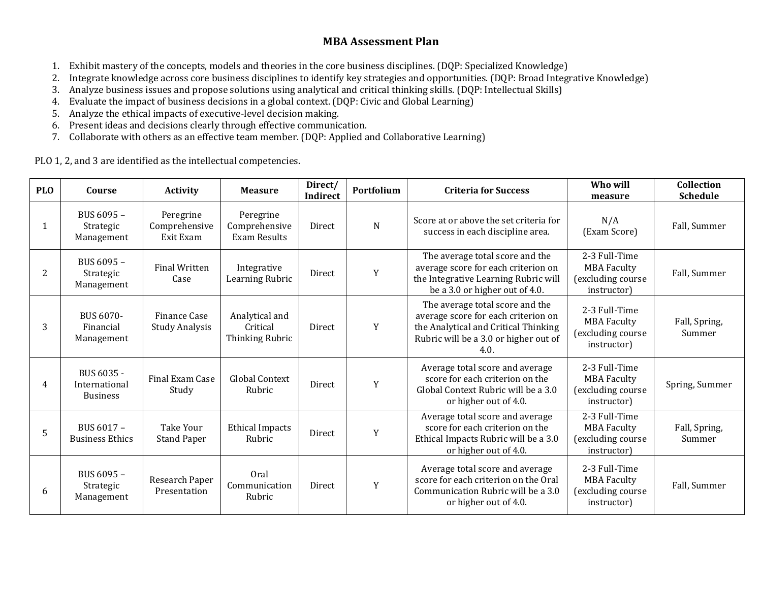# MBA Assessment Plan

1. Exhibit mastery of the concepts, models and theories in the core business disciplines. (DQP: Specialized Knowledge)
2. Integrate knowledge across core business disciplines to identify key strategies and opportunities. (DQP: Broad Integrative Knowledge)
3. Analyze business issues and propose solutions using analytical and critical thinking skills. (DQP: Intellectual Skills)
4. Evaluate the impact of business decisions in a global context. (DQP: Civic and Global Learning)
5. Analyze the ethical impacts of executive-level decision making.
6. Present ideas and decisions clearly through effective communication.
7. Collaborate with others as an effective team member. (DQP: Applied and Collaborative Learning)

PLO 1, 2, and 3 are identified as the intellectual competencies.

| PLO | Course | Activity | Measure | Direct/ Indirect | Portfolium | Criteria for Success | Who will measure | Collection Schedule |
|---|---|---|---|---|---|---|---|---|
| 1 | BUS 6095 – Strategic Management | Peregrine Comprehensive Exit Exam | Peregrine Comprehensive Exam Results | Direct | N | Score at or above the set criteria for success in each discipline area. | N/A (Exam Score) | Fall, Summer |
| 2 | BUS 6095 – Strategic Management | Final Written Case | Integrative Learning Rubric | Direct | Y | The average total score and the average score for each criterion on the Integrative Learning Rubric will be a 3.0 or higher out of 4.0. | 2-3 Full-Time MBA Faculty (excluding course instructor) | Fall, Summer |
| 3 | BUS 6070- Financial Management | Finance Case Study Analysis | Analytical and Critical Thinking Rubric | Direct | Y | The average total score and the average score for each criterion on the Analytical and Critical Thinking Rubric will be a 3.0 or higher out of 4.0. | 2-3 Full-Time MBA Faculty (excluding course instructor) | Fall, Spring, Summer |
| 4 | BUS 6035 - International Business | Final Exam Case Study | Global Context Rubric | Direct | Y | Average total score and average score for each criterion on the Global Context Rubric will be a 3.0 or higher out of 4.0. | 2-3 Full-Time MBA Faculty (excluding course instructor) | Spring, Summer |
| 5 | BUS 6017 – Business Ethics | Take Your Stand Paper | Ethical Impacts Rubric | Direct | Y | Average total score and average score for each criterion on the Ethical Impacts Rubric will be a 3.0 or higher out of 4.0. | 2-3 Full-Time MBA Faculty (excluding course instructor) | Fall, Spring, Summer |
| 6 | BUS 6095 – Strategic Management | Research Paper Presentation | Oral Communication Rubric | Direct | Y | Average total score and average score for each criterion on the Oral Communication Rubric will be a 3.0 or higher out of 4.0. | 2-3 Full-Time MBA Faculty (excluding course instructor) | Fall, Summer |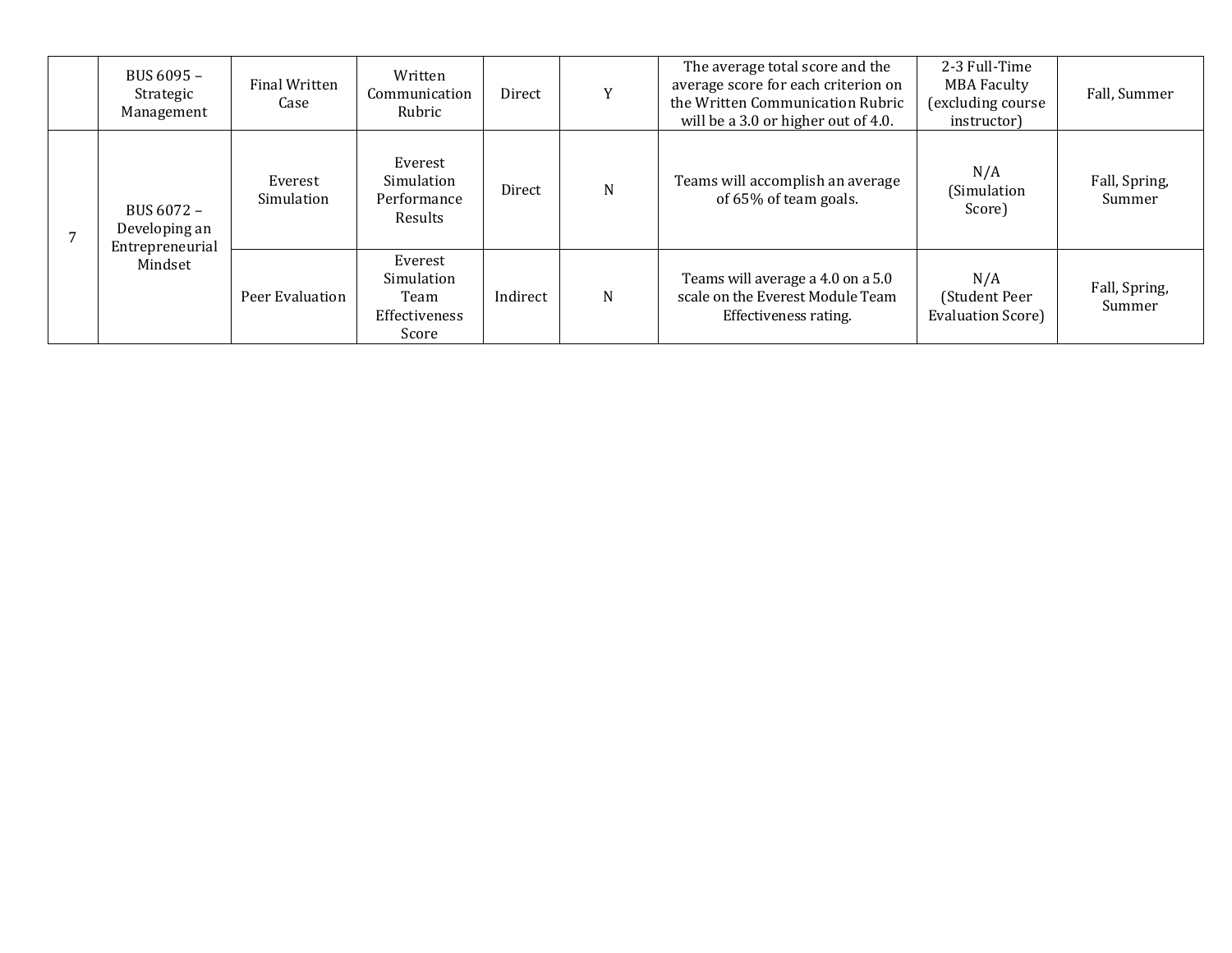| | | | | | | | | |
|---|---|---|---|---|---|---|---|---|
| | BUS 6095 – Strategic Management | Final Written Case | Written Communication Rubric | Direct | Y | The average total score and the average score for each criterion on the Written Communication Rubric will be a 3.0 or higher out of 4.0. | 2-3 Full-Time MBA Faculty (excluding course instructor) | Fall, Summer |
| 7 | BUS 6072 – Developing an Entrepreneurial Mindset | Everest Simulation | Everest Simulation Performance Results | Direct | N | Teams will accomplish an average of 65% of team goals. | N/A (Simulation Score) | Fall, Spring, Summer |
| | | Peer Evaluation | Everest Simulation Team Effectiveness Score | Indirect | N | Teams will average a 4.0 on a 5.0 scale on the Everest Module Team Effectiveness rating. | N/A (Student Peer Evaluation Score) | Fall, Spring, Summer |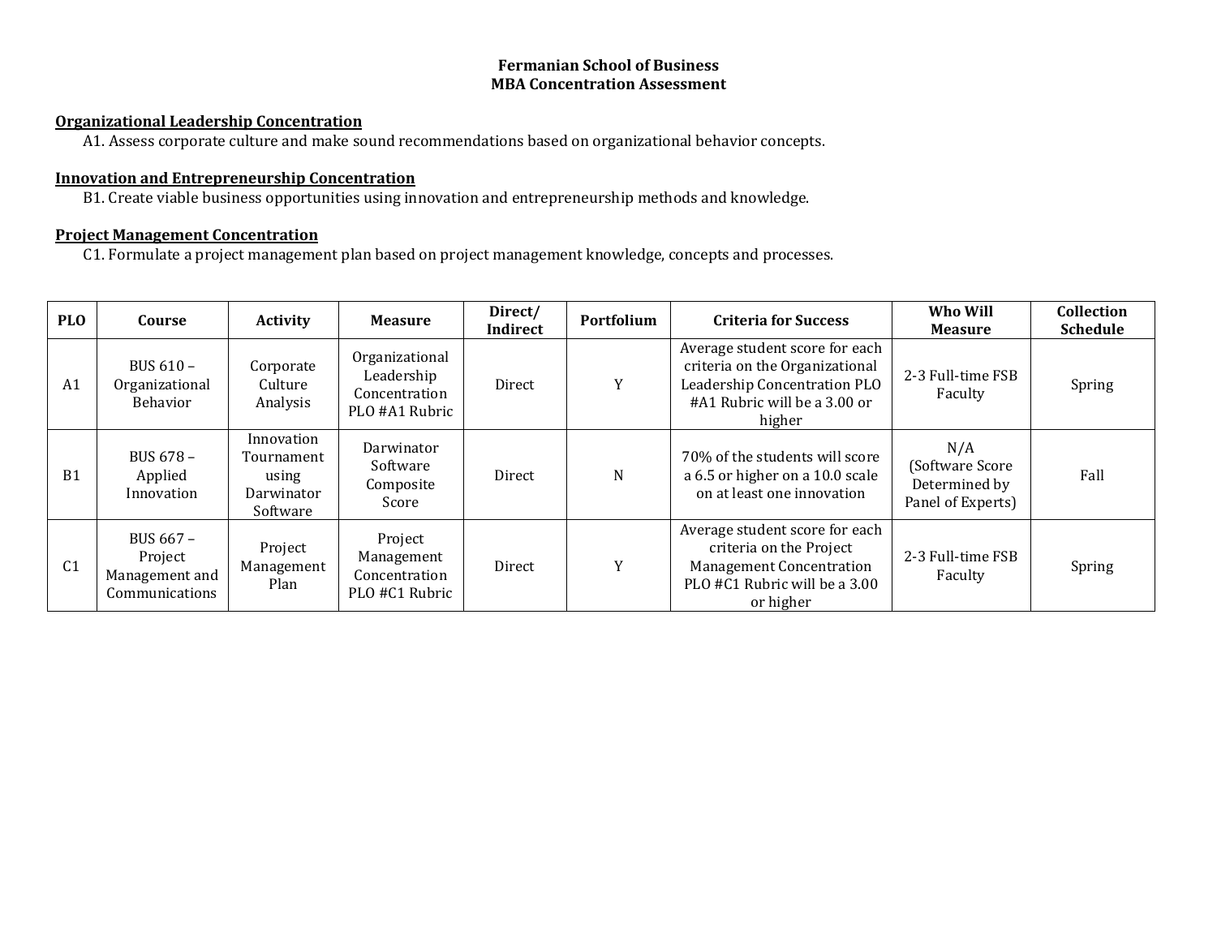**Fermanian School of Business**
**MBA Concentration Assessment**

**Organizational Leadership Concentration**

A1. Assess corporate culture and make sound recommendations based on organizational behavior concepts.

**Innovation and Entrepreneurship Concentration**

B1. Create viable business opportunities using innovation and entrepreneurship methods and knowledge.

**Project Management Concentration**

C1. Formulate a project management plan based on project management knowledge, concepts and processes.

| PLO | Course | Activity | Measure | Direct/ Indirect | Portfolium | Criteria for Success | Who Will Measure | Collection Schedule |
|---|---|---|---|---|---|---|---|---|
| A1 | BUS 610 – Organizational Behavior | Corporate Culture Analysis | Organizational Leadership Concentration PLO #A1 Rubric | Direct | Y | Average student score for each criteria on the Organizational Leadership Concentration PLO #A1 Rubric will be a 3.00 or higher | 2-3 Full-time FSB Faculty | Spring |
| B1 | BUS 678 – Applied Innovation | Innovation Tournament using Darwinator Software | Darwinator Software Composite Score | Direct | N | 70% of the students will score a 6.5 or higher on a 10.0 scale on at least one innovation | N/A (Software Score Determined by Panel of Experts) | Fall |
| C1 | BUS 667 – Project Management and Communications | Project Management Plan | Project Management Concentration PLO #C1 Rubric | Direct | Y | Average student score for each criteria on the Project Management Concentration PLO #C1 Rubric will be a 3.00 or higher | 2-3 Full-time FSB Faculty | Spring |